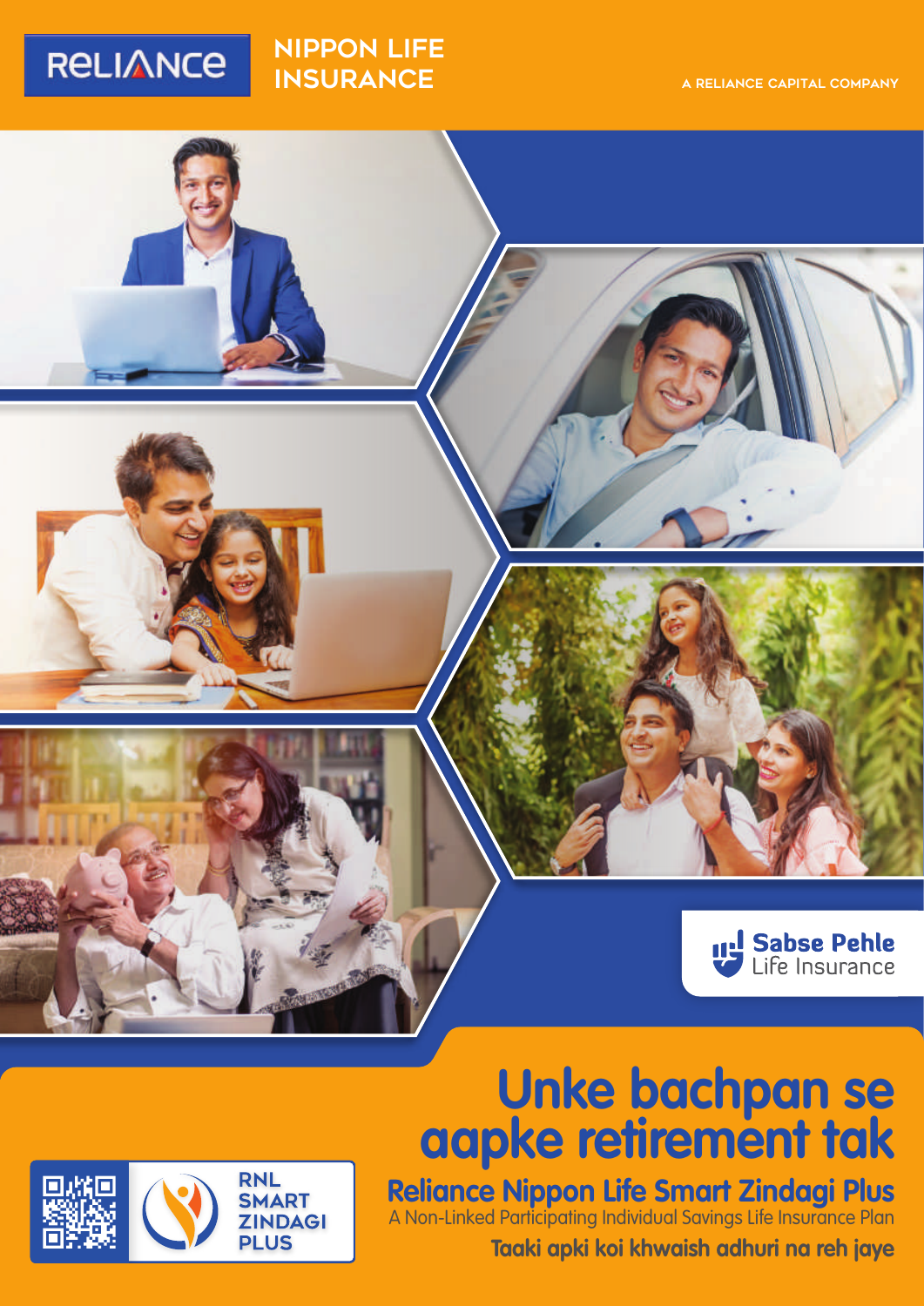RELIANCE NIPPON LIFE INSURANCE

A RELIANCE CAPITAL COMPANY

Sabse Pehle Life Insurance

# Unke bachpan se aapke retirement tak

## Reliance Nippon Life Smart Zindagi Plus

A Non-Linked Participating Individual Savings Life Insurance Plan

**Taaki apki koi khwaish adhuri na reh jaye**

RNL SMART ZINDAGI PLUS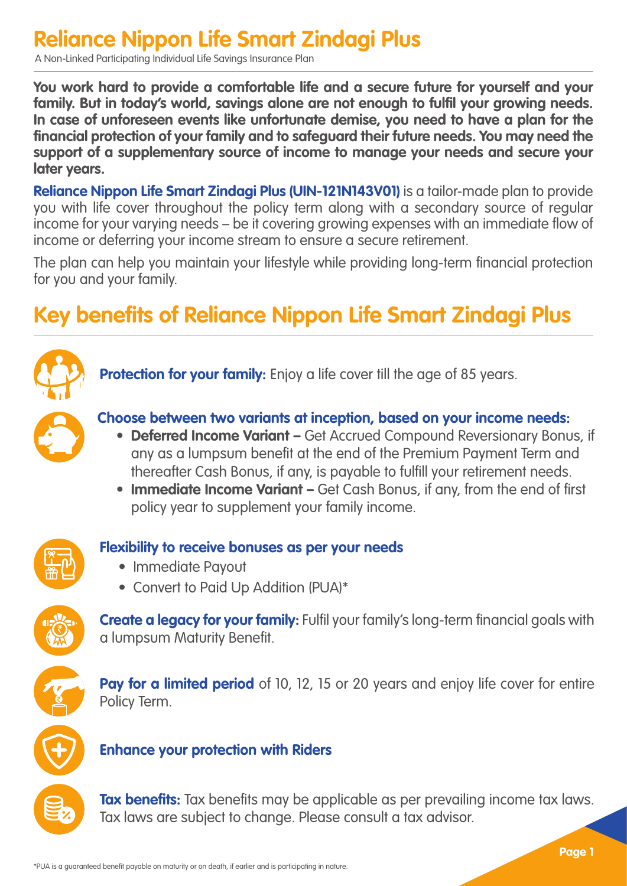# Reliance Nippon Life Smart Zindagi Plus

A Non-Linked Participating Individual Life Savings Insurance Plan

**You work hard to provide a comfortable life and a secure future for yourself and your family. But in today's world, savings alone are not enough to fulfil your growing needs. In case of unforeseen events like unfortunate demise, you need to have a plan for the financial protection of your family and to safeguard their future needs. You may need the support of a supplementary source of income to manage your needs and secure your later years.**

**Reliance Nippon Life Smart Zindagi Plus (UIN-121N143V01)** is a tailor-made plan to provide you with life cover throughout the policy term along with a secondary source of regular income for your varying needs – be it covering growing expenses with an immediate flow of income or deferring your income stream to ensure a secure retirement.

The plan can help you maintain your lifestyle while providing long-term financial protection for you and your family.

## Key benefits of Reliance Nippon Life Smart Zindagi Plus

**Protection for your family:** Enjoy a life cover till the age of 85 years.

**Choose between two variants at inception, based on your income needs:**

- **Deferred Income Variant –** Get Accrued Compound Reversionary Bonus, if any as a lumpsum benefit at the end of the Premium Payment Term and thereafter Cash Bonus, if any, is payable to fulfill your retirement needs.
- **Immediate Income Variant –** Get Cash Bonus, if any, from the end of first policy year to supplement your family income.

**Flexibility to receive bonuses as per your needs**

- Immediate Payout
- Convert to Paid Up Addition (PUA)*

**Create a legacy for your family:** Fulfil your family's long-term financial goals with a lumpsum Maturity Benefit.

**Pay for a limited period** of 10, 12, 15 or 20 years and enjoy life cover for entire Policy Term.

**Enhance your protection with Riders**

**Tax benefits:** Tax benefits may be applicable as per prevailing income tax laws. Tax laws are subject to change. Please consult a tax advisor.

*PUA is a guaranteed benefit payable on maturity or on death, if earlier and is participating in nature.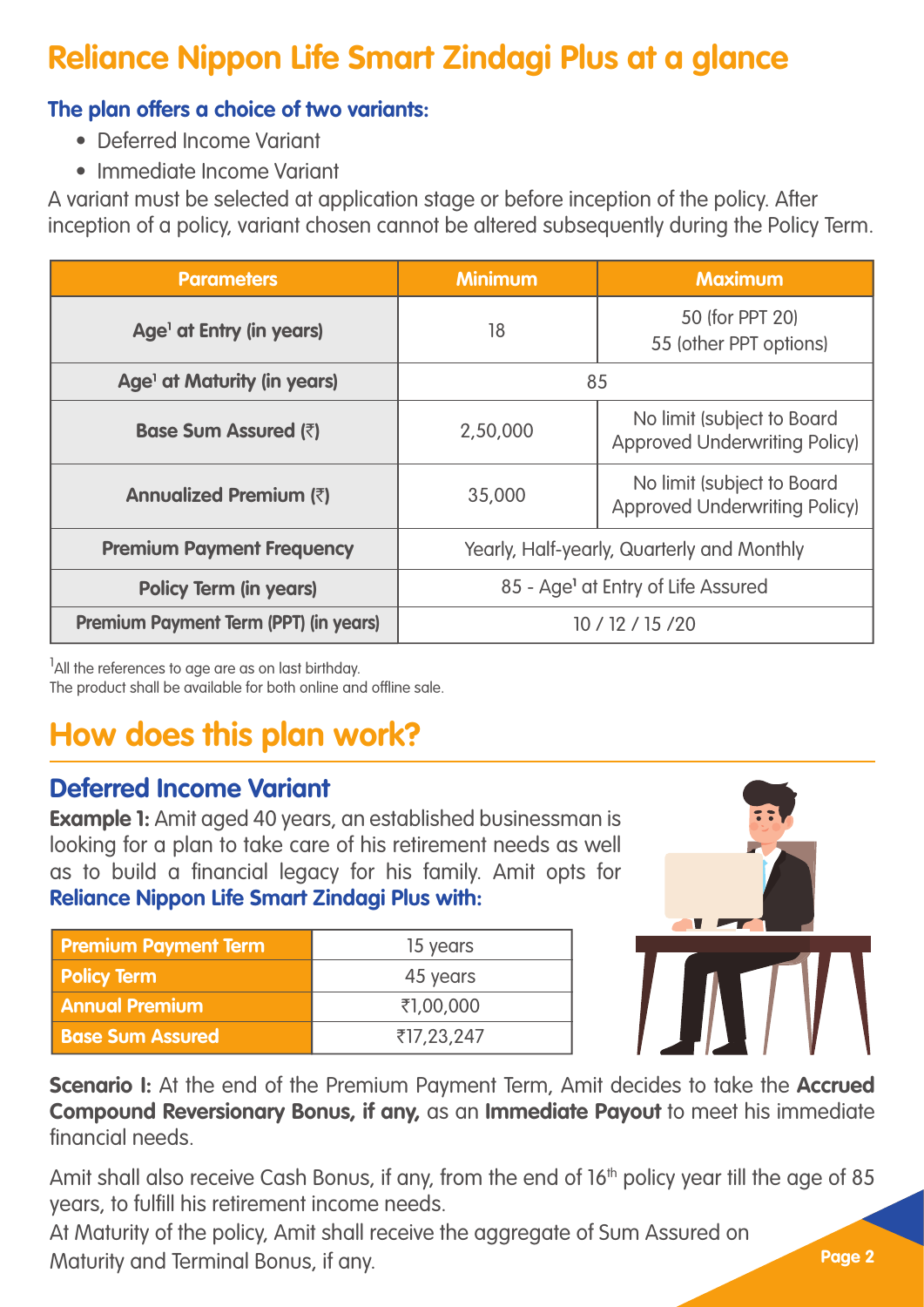# Reliance Nippon Life Smart Zindagi Plus at a glance

### The plan offers a choice of two variants:

- Deferred Income Variant
- Immediate Income Variant

A variant must be selected at application stage or before inception of the policy. After inception of a policy, variant chosen cannot be altered subsequently during the Policy Term.

| Parameters | Minimum | Maximum |
|---|---|---|
| Age[1] at Entry (in years) | 18 | 50 (for PPT 20) 55 (other PPT options) |
| Age[1] at Maturity (in years) | 85 | |
| Base Sum Assured (₹) | 2,50,000 | No limit (subject to Board Approved Underwriting Policy) |
| Annualized Premium (₹) | 35,000 | No limit (subject to Board Approved Underwriting Policy) |
| Premium Payment Frequency | Yearly, Half-yearly, Quarterly and Monthly | |
| Policy Term (in years) | 85 - Age[1] at Entry of Life Assured | |
| Premium Payment Term (PPT) (in years) | 10 / 12 / 15 /20 | |

[1]All the references to age are as on last birthday.
The product shall be available for both online and offline sale.

# How does this plan work?

## Deferred Income Variant

**Example 1:** Amit aged 40 years, an established businessman is looking for a plan to take care of his retirement needs as well as to build a financial legacy for his family. Amit opts for **Reliance Nippon Life Smart Zindagi Plus with:**

| Premium Payment Term | 15 years |
|---|---|
| Policy Term | 45 years |
| Annual Premium | ₹1,00,000 |
| Base Sum Assured | ₹17,23,247 |

**Scenario I:** At the end of the Premium Payment Term, Amit decides to take the **Accrued Compound Reversionary Bonus, if any,** as an **Immediate Payout** to meet his immediate financial needs.

Amit shall also receive Cash Bonus, if any, from the end of 16th policy year till the age of 85 years, to fulfill his retirement income needs.

At Maturity of the policy, Amit shall receive the aggregate of Sum Assured on Maturity and Terminal Bonus, if any.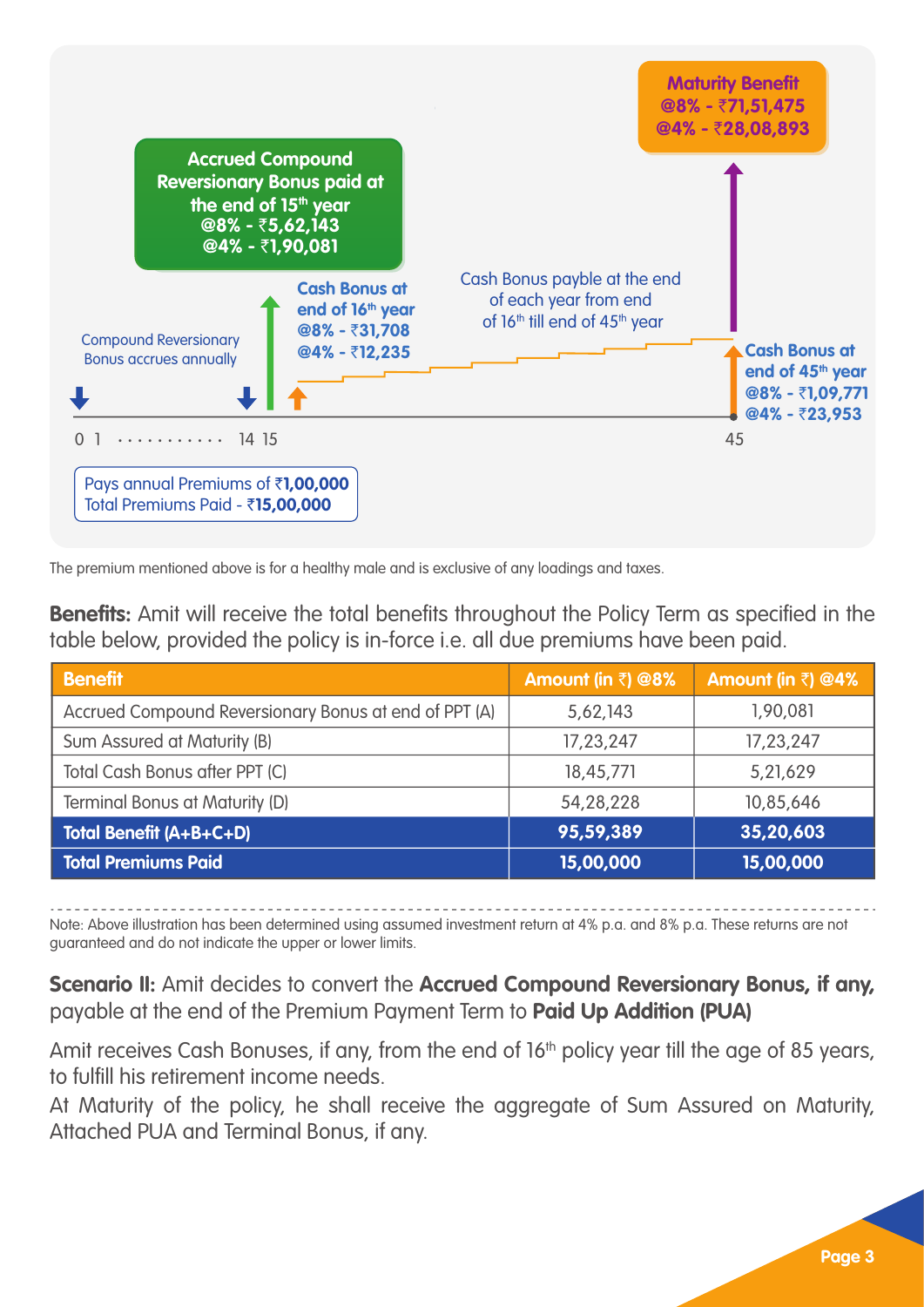Accrued Compound Reversionary Bonus paid at the end of 15th year
@8% - ₹5,62,143
@4% - ₹1,90,081

Maturity Benefit
@8% - ₹71,51,475
@4% - ₹28,08,893

Compound Reversionary Bonus accrues annually

Cash Bonus at end of 16th year
@8% - ₹31,708
@4% - ₹12,235

Cash Bonus payble at the end of each year from end of 16th till end of 45th year

Cash Bonus at end of 45th year
@8% - ₹1,09,771
@4% - ₹23,953

0 1 ........... 14 15 ... 45

Pays annual Premiums of ₹**1,00,000**
Total Premiums Paid - ₹**15,00,000**

The premium mentioned above is for a healthy male and is exclusive of any loadings and taxes.

**Benefits:** Amit will receive the total benefits throughout the Policy Term as specified in the table below, provided the policy is in-force i.e. all due premiums have been paid.

| Benefit | Amount (in ₹) @8% | Amount (in ₹) @4% |
|---|---|---|
| Accrued Compound Reversionary Bonus at end of PPT (A) | 5,62,143 | 1,90,081 |
| Sum Assured at Maturity (B) | 17,23,247 | 17,23,247 |
| Total Cash Bonus after PPT (C) | 18,45,771 | 5,21,629 |
| Terminal Bonus at Maturity (D) | 54,28,228 | 10,85,646 |
| **Total Benefit (A+B+C+D)** | **95,59,389** | **35,20,603** |
| **Total Premiums Paid** | **15,00,000** | **15,00,000** |

Note: Above illustration has been determined using assumed investment return at 4% p.a. and 8% p.a. These returns are not guaranteed and do not indicate the upper or lower limits.

**Scenario II:** Amit decides to convert the **Accrued Compound Reversionary Bonus, if any,** payable at the end of the Premium Payment Term to **Paid Up Addition (PUA)**

Amit receives Cash Bonuses, if any, from the end of 16th policy year till the age of 85 years, to fulfill his retirement income needs.

At Maturity of the policy, he shall receive the aggregate of Sum Assured on Maturity, Attached PUA and Terminal Bonus, if any.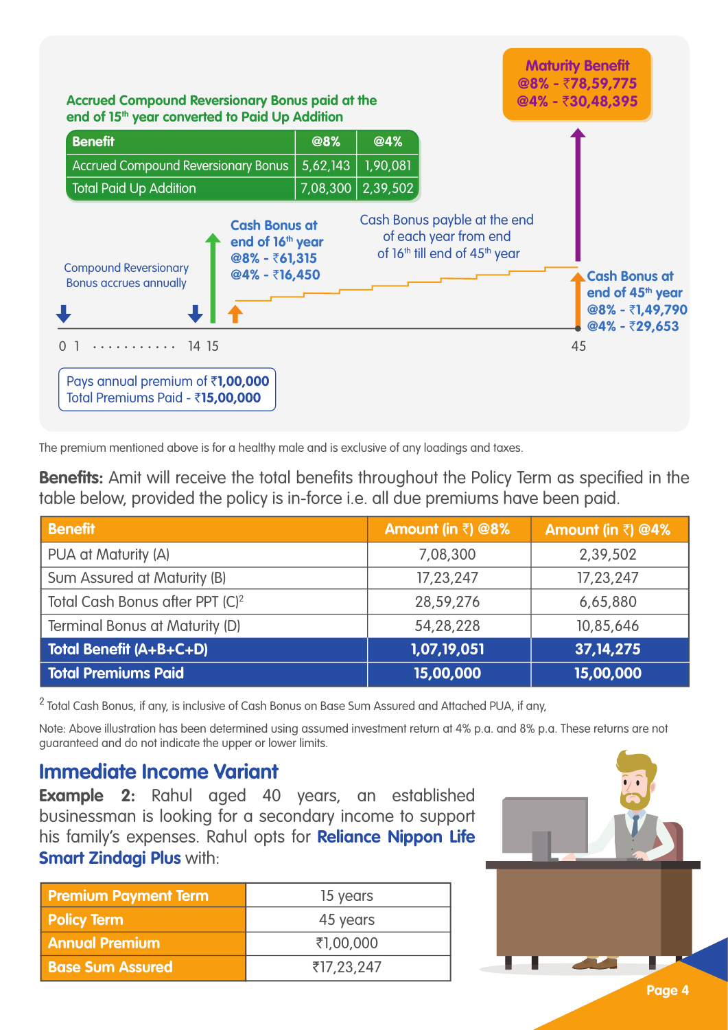Maturity Benefit
@8% - ₹78,59,775
@4% - ₹30,48,395

Accrued Compound Reversionary Bonus paid at the end of 15th year converted to Paid Up Addition

| Benefit | @8% | @4% |
|---|---|---|
| Accrued Compound Reversionary Bonus | 5,62,143 | 1,90,081 |
| Total Paid Up Addition | 7,08,300 | 2,39,502 |

Compound Reversionary Bonus accrues annually

Cash Bonus at end of 16th year
@8% - ₹61,315
@4% - ₹16,450

Cash Bonus payble at the end of each year from end of 16th till end of 45th year

Cash Bonus at end of 45th year
@8% - ₹1,49,790
@4% - ₹29,653

0 1 ........... 14 15 45

Pays annual premium of **₹1,00,000**
Total Premiums Paid - **₹15,00,000**

The premium mentioned above is for a healthy male and is exclusive of any loadings and taxes.

**Benefits:** Amit will receive the total benefits throughout the Policy Term as specified in the table below, provided the policy is in-force i.e. all due premiums have been paid.

| Benefit | Amount (in ₹) @8% | Amount (in ₹) @4% |
|---|---|---|
| PUA at Maturity (A) | 7,08,300 | 2,39,502 |
| Sum Assured at Maturity (B) | 17,23,247 | 17,23,247 |
| Total Cash Bonus after PPT (C)[2] | 28,59,276 | 6,65,880 |
| Terminal Bonus at Maturity (D) | 54,28,228 | 10,85,646 |
| **Total Benefit (A+B+C+D)** | **1,07,19,051** | **37,14,275** |
| **Total Premiums Paid** | **15,00,000** | **15,00,000** |

[2] Total Cash Bonus, if any, is inclusive of Cash Bonus on Base Sum Assured and Attached PUA, if any,

Note: Above illustration has been determined using assumed investment return at 4% p.a. and 8% p.a. These returns are not guaranteed and do not indicate the upper or lower limits.

## Immediate Income Variant

**Example 2:** Rahul aged 40 years, an established businessman is looking for a secondary income to support his family's expenses. Rahul opts for **Reliance Nippon Life Smart Zindagi Plus** with:

| Premium Payment Term | 15 years |
|---|---|
| Policy Term | 45 years |
| Annual Premium | ₹1,00,000 |
| Base Sum Assured | ₹17,23,247 |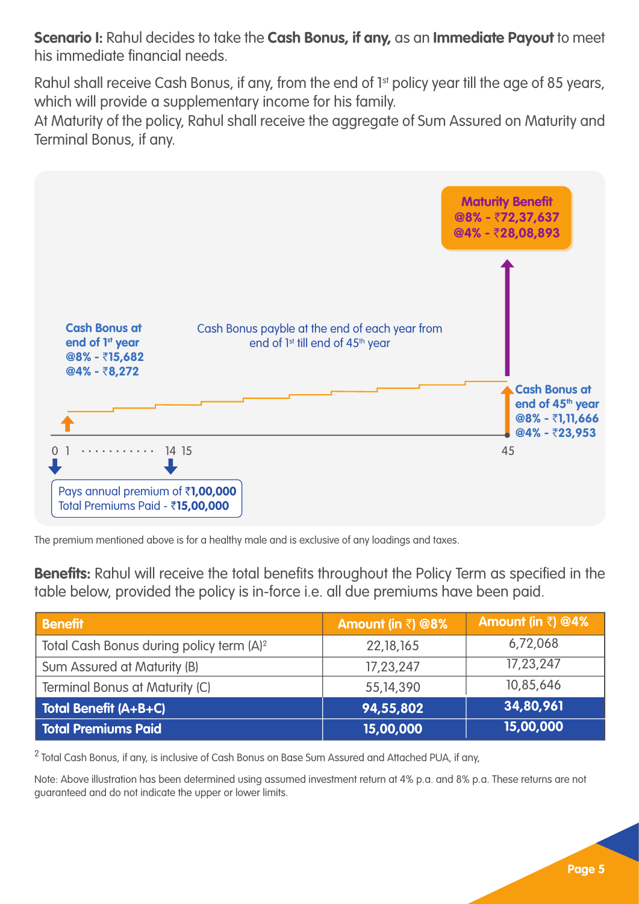**Scenario I:** Rahul decides to take the **Cash Bonus, if any,** as an **Immediate Payout** to meet his immediate financial needs.

Rahul shall receive Cash Bonus, if any, from the end of 1st policy year till the age of 85 years, which will provide a supplementary income for his family.

At Maturity of the policy, Rahul shall receive the aggregate of Sum Assured on Maturity and Terminal Bonus, if any.

**Maturity Benefit**
**@8% - ₹72,37,637**
**@4% - ₹28,08,893**

**Cash Bonus at end of 1st year**
**@8% - ₹15,682**
**@4% - ₹8,272**

Cash Bonus payble at the end of each year from end of 1st till end of 45th year

**Cash Bonus at end of 45th year**
**@8% - ₹1,11,666**
**@4% - ₹23,953**

0 1 ............ 14 15 45

Pays annual premium of ₹**1,00,000**
Total Premiums Paid - ₹**15,00,000**

The premium mentioned above is for a healthy male and is exclusive of any loadings and taxes.

**Benefits:** Rahul will receive the total benefits throughout the Policy Term as specified in the table below, provided the policy is in-force i.e. all due premiums have been paid.

| Benefit | Amount (in ₹) @8% | Amount (in ₹) @4% |
|---|---|---|
| Total Cash Bonus during policy term (A)[2] | 22,18,165 | 6,72,068 |
| Sum Assured at Maturity (B) | 17,23,247 | 17,23,247 |
| Terminal Bonus at Maturity (C) | 55,14,390 | 10,85,646 |
| **Total Benefit (A+B+C)** | **94,55,802** | **34,80,961** |
| **Total Premiums Paid** | **15,00,000** | **15,00,000** |

[2] Total Cash Bonus, if any, is inclusive of Cash Bonus on Base Sum Assured and Attached PUA, if any,

Note: Above illustration has been determined using assumed investment return at 4% p.a. and 8% p.a. These returns are not guaranteed and do not indicate the upper or lower limits.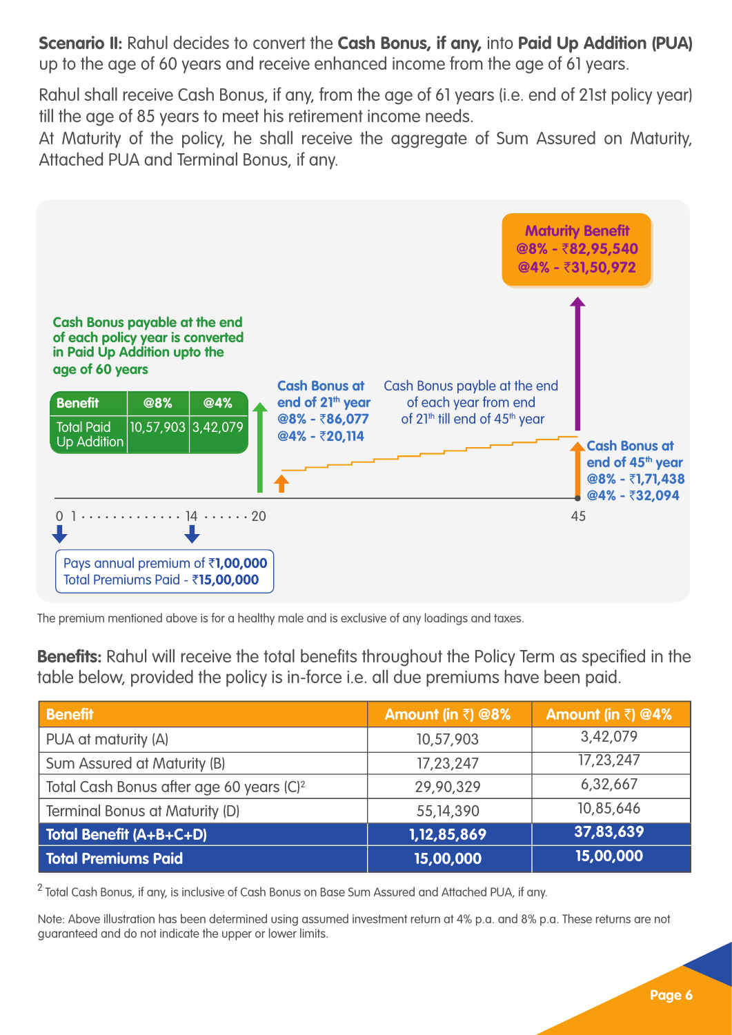**Scenario II:** Rahul decides to convert the **Cash Bonus, if any,** into **Paid Up Addition (PUA)** up to the age of 60 years and receive enhanced income from the age of 61 years.

Rahul shall receive Cash Bonus, if any, from the age of 61 years (i.e. end of 21st policy year) till the age of 85 years to meet his retirement income needs.

At Maturity of the policy, he shall receive the aggregate of Sum Assured on Maturity, Attached PUA and Terminal Bonus, if any.

**Cash Bonus payable at the end of each policy year is converted in Paid Up Addition upto the age of 60 years**

| Benefit | @8% | @4% |
|---|---|---|
| Total Paid Up Addition | 10,57,903 | 3,42,079 |

**Cash Bonus at end of 21th year**
**@8% - ₹86,077**
**@4% - ₹20,114**

Cash Bonus payble at the end of each year from end of 21th till end of 45th year

**Cash Bonus at end of 45th year**
**@8% - ₹1,71,438**
**@4% - ₹32,094**

**Maturity Benefit**
**@8% - ₹82,95,540**
**@4% - ₹31,50,972**

0 1 · · · · · · · · · · · · · 14 · · · · · · 20 · · · 45

Pays annual premium of ₹**1,00,000**
Total Premiums Paid - ₹**15,00,000**

The premium mentioned above is for a healthy male and is exclusive of any loadings and taxes.

**Benefits:** Rahul will receive the total benefits throughout the Policy Term as specified in the table below, provided the policy is in-force i.e. all due premiums have been paid.

| Benefit | Amount (in ₹) @8% | Amount (in ₹) @4% |
|---|---|---|
| PUA at maturity (A) | 10,57,903 | 3,42,079 |
| Sum Assured at Maturity (B) | 17,23,247 | 17,23,247 |
| Total Cash Bonus after age 60 years (C)[2] | 29,90,329 | 6,32,667 |
| Terminal Bonus at Maturity (D) | 55,14,390 | 10,85,646 |
| **Total Benefit (A+B+C+D)** | **1,12,85,869** | **37,83,639** |
| **Total Premiums Paid** | **15,00,000** | **15,00,000** |

[2] Total Cash Bonus, if any, is inclusive of Cash Bonus on Base Sum Assured and Attached PUA, if any.

Note: Above illustration has been determined using assumed investment return at 4% p.a. and 8% p.a. These returns are not guaranteed and do not indicate the upper or lower limits.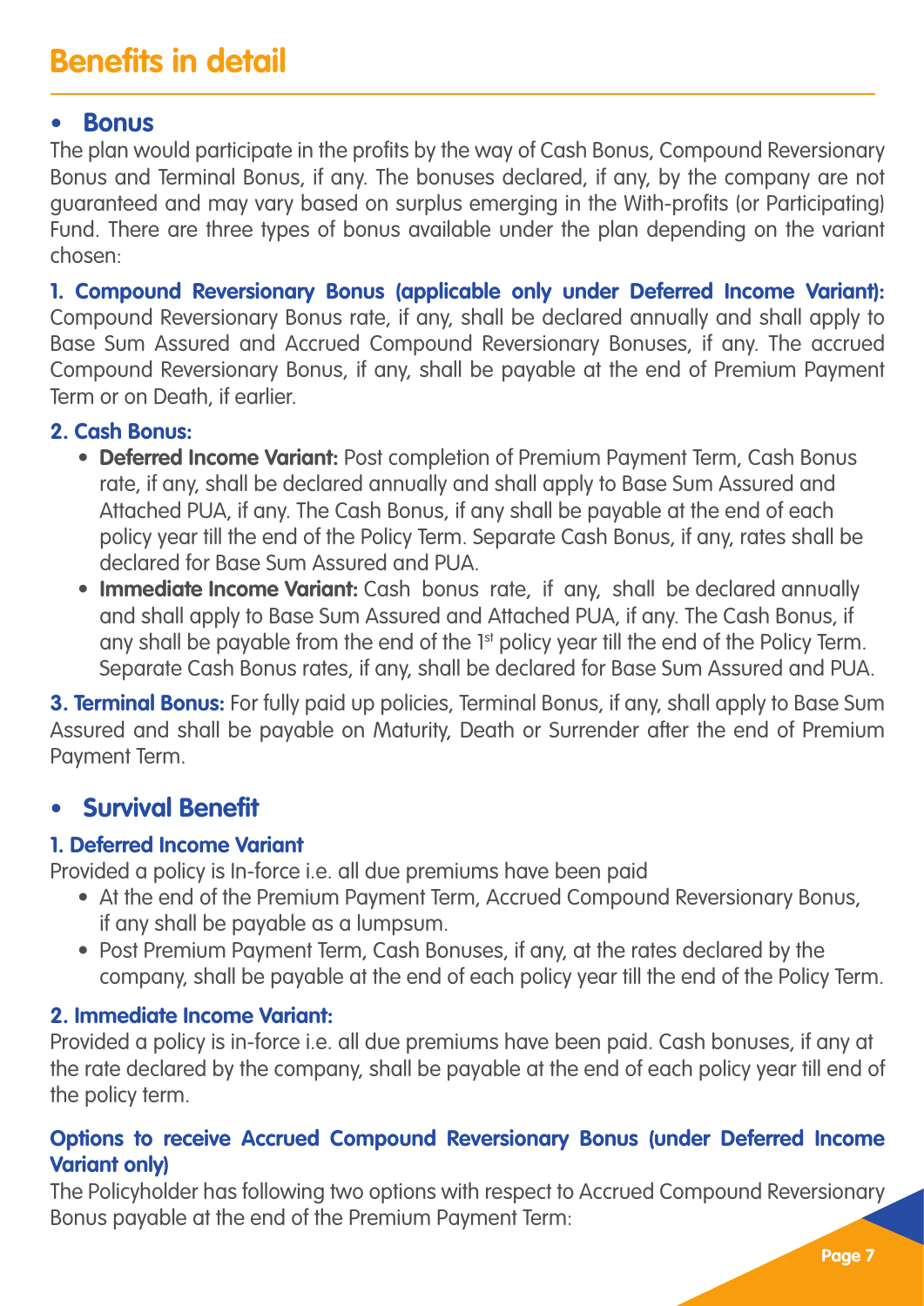# Benefits in detail

## • Bonus

The plan would participate in the profits by the way of Cash Bonus, Compound Reversionary Bonus and Terminal Bonus, if any. The bonuses declared, if any, by the company are not guaranteed and may vary based on surplus emerging in the With-profits (or Participating) Fund. There are three types of bonus available under the plan depending on the variant chosen:

**1. Compound Reversionary Bonus (applicable only under Deferred Income Variant):** Compound Reversionary Bonus rate, if any, shall be declared annually and shall apply to Base Sum Assured and Accrued Compound Reversionary Bonuses, if any. The accrued Compound Reversionary Bonus, if any, shall be payable at the end of Premium Payment Term or on Death, if earlier.

**2. Cash Bonus:**

- **Deferred Income Variant:** Post completion of Premium Payment Term, Cash Bonus rate, if any, shall be declared annually and shall apply to Base Sum Assured and Attached PUA, if any. The Cash Bonus, if any shall be payable at the end of each policy year till the end of the Policy Term. Separate Cash Bonus, if any, rates shall be declared for Base Sum Assured and PUA.
- **Immediate Income Variant:** Cash bonus rate, if any, shall be declared annually and shall apply to Base Sum Assured and Attached PUA, if any. The Cash Bonus, if any shall be payable from the end of the 1st policy year till the end of the Policy Term. Separate Cash Bonus rates, if any, shall be declared for Base Sum Assured and PUA.

**3. Terminal Bonus:** For fully paid up policies, Terminal Bonus, if any, shall apply to Base Sum Assured and shall be payable on Maturity, Death or Surrender after the end of Premium Payment Term.

## • Survival Benefit

### 1. Deferred Income Variant

Provided a policy is In-force i.e. all due premiums have been paid

- At the end of the Premium Payment Term, Accrued Compound Reversionary Bonus, if any shall be payable as a lumpsum.
- Post Premium Payment Term, Cash Bonuses, if any, at the rates declared by the company, shall be payable at the end of each policy year till the end of the Policy Term.

### 2. Immediate Income Variant:

Provided a policy is in-force i.e. all due premiums have been paid. Cash bonuses, if any at the rate declared by the company, shall be payable at the end of each policy year till end of the policy term.

### Options to receive Accrued Compound Reversionary Bonus (under Deferred Income Variant only)

The Policyholder has following two options with respect to Accrued Compound Reversionary Bonus payable at the end of the Premium Payment Term: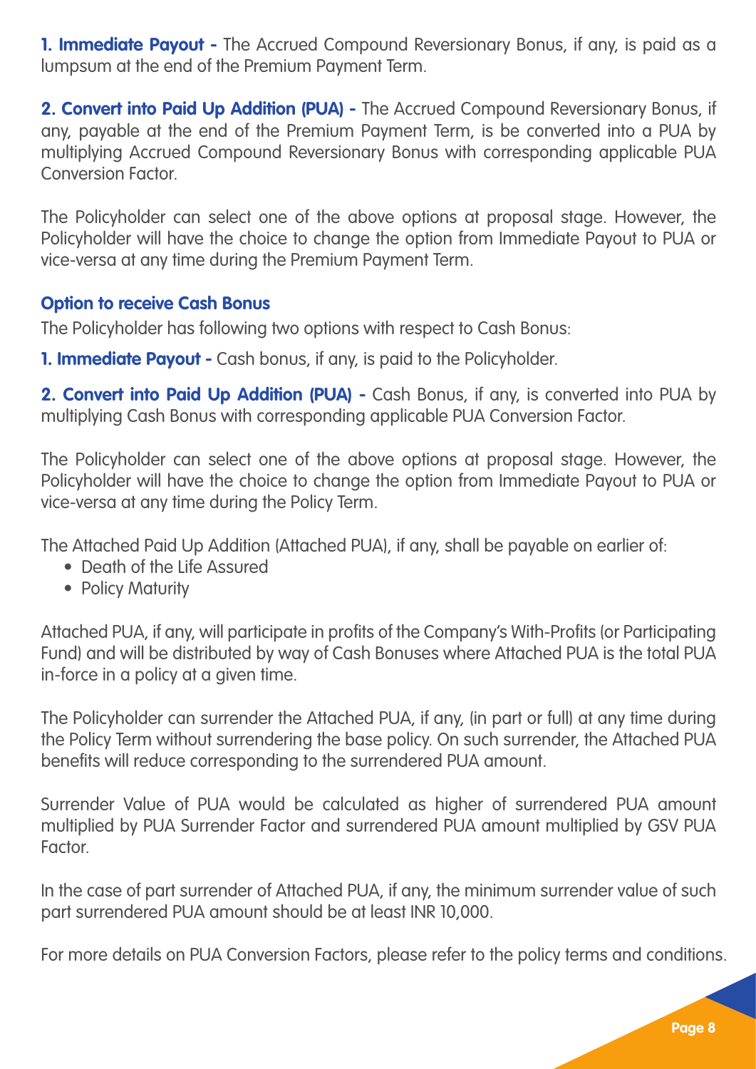**1. Immediate Payout -** The Accrued Compound Reversionary Bonus, if any, is paid as a lumpsum at the end of the Premium Payment Term.

**2. Convert into Paid Up Addition (PUA) -** The Accrued Compound Reversionary Bonus, if any, payable at the end of the Premium Payment Term, is be converted into a PUA by multiplying Accrued Compound Reversionary Bonus with corresponding applicable PUA Conversion Factor.

The Policyholder can select one of the above options at proposal stage. However, the Policyholder will have the choice to change the option from Immediate Payout to PUA or vice-versa at any time during the Premium Payment Term.

**Option to receive Cash Bonus**

The Policyholder has following two options with respect to Cash Bonus:

**1. Immediate Payout -** Cash bonus, if any, is paid to the Policyholder.

**2. Convert into Paid Up Addition (PUA) -** Cash Bonus, if any, is converted into PUA by multiplying Cash Bonus with corresponding applicable PUA Conversion Factor.

The Policyholder can select one of the above options at proposal stage. However, the Policyholder will have the choice to change the option from Immediate Payout to PUA or vice-versa at any time during the Policy Term.

The Attached Paid Up Addition (Attached PUA), if any, shall be payable on earlier of:

- Death of the Life Assured
- Policy Maturity

Attached PUA, if any, will participate in profits of the Company's With-Profits (or Participating Fund) and will be distributed by way of Cash Bonuses where Attached PUA is the total PUA in-force in a policy at a given time.

The Policyholder can surrender the Attached PUA, if any, (in part or full) at any time during the Policy Term without surrendering the base policy. On such surrender, the Attached PUA benefits will reduce corresponding to the surrendered PUA amount.

Surrender Value of PUA would be calculated as higher of surrendered PUA amount multiplied by PUA Surrender Factor and surrendered PUA amount multiplied by GSV PUA Factor.

In the case of part surrender of Attached PUA, if any, the minimum surrender value of such part surrendered PUA amount should be at least INR 10,000.

For more details on PUA Conversion Factors, please refer to the policy terms and conditions.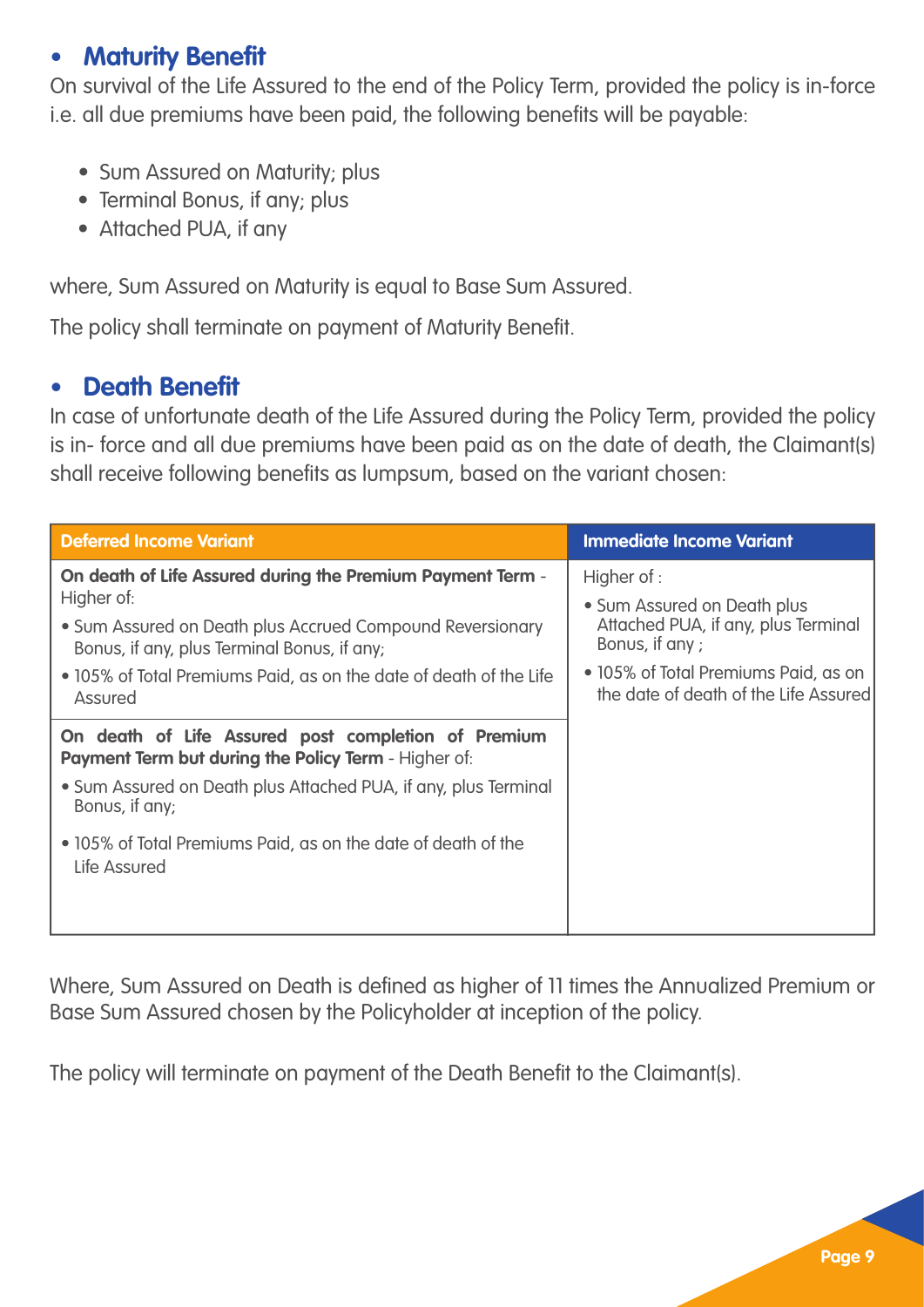## • Maturity Benefit

On survival of the Life Assured to the end of the Policy Term, provided the policy is in-force i.e. all due premiums have been paid, the following benefits will be payable:

- Sum Assured on Maturity; plus
- Terminal Bonus, if any; plus
- Attached PUA, if any

where, Sum Assured on Maturity is equal to Base Sum Assured.

The policy shall terminate on payment of Maturity Benefit.

## • Death Benefit

In case of unfortunate death of the Life Assured during the Policy Term, provided the policy is in- force and all due premiums have been paid as on the date of death, the Claimant(s) shall receive following benefits as lumpsum, based on the variant chosen:

| Deferred Income Variant | Immediate Income Variant |
|---|---|
| **On death of Life Assured during the Premium Payment Term** - Higher of:<br>• Sum Assured on Death plus Accrued Compound Reversionary Bonus, if any, plus Terminal Bonus, if any;<br>• 105% of Total Premiums Paid, as on the date of death of the Life Assured | Higher of :<br>• Sum Assured on Death plus Attached PUA, if any, plus Terminal Bonus, if any ;<br>• 105% of Total Premiums Paid, as on the date of death of the Life Assured |
| **On death of Life Assured post completion of Premium Payment Term but during the Policy Term** - Higher of:<br>• Sum Assured on Death plus Attached PUA, if any, plus Terminal Bonus, if any;<br>• 105% of Total Premiums Paid, as on the date of death of the Life Assured | |

Where, Sum Assured on Death is defined as higher of 11 times the Annualized Premium or Base Sum Assured chosen by the Policyholder at inception of the policy.

The policy will terminate on payment of the Death Benefit to the Claimant(s).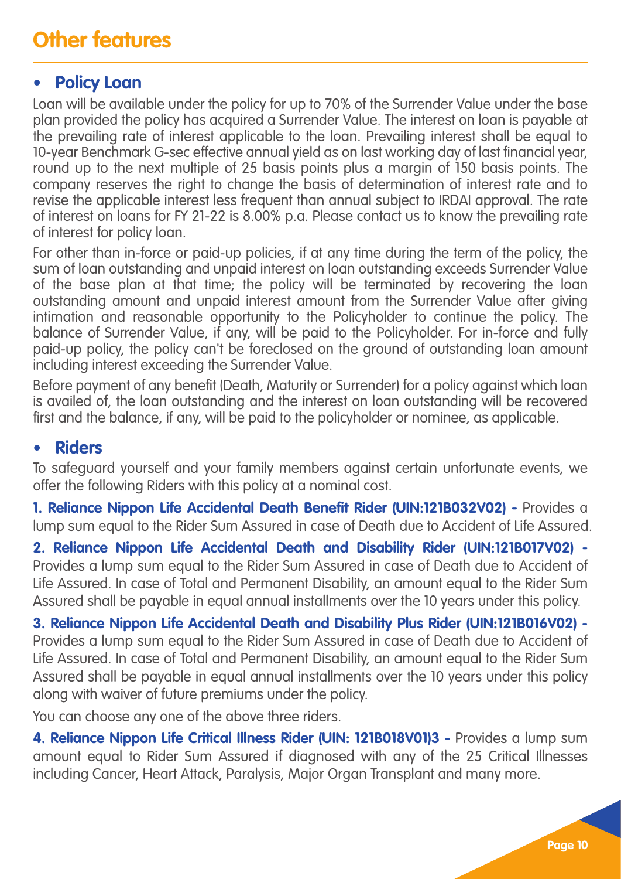# Other features

- **Policy Loan**

Loan will be available under the policy for up to 70% of the Surrender Value under the base plan provided the policy has acquired a Surrender Value. The interest on loan is payable at the prevailing rate of interest applicable to the loan. Prevailing interest shall be equal to 10-year Benchmark G-sec effective annual yield as on last working day of last financial year, round up to the next multiple of 25 basis points plus a margin of 150 basis points. The company reserves the right to change the basis of determination of interest rate and to revise the applicable interest less frequent than annual subject to IRDAI approval. The rate of interest on loans for FY 21-22 is 8.00% p.a. Please contact us to know the prevailing rate of interest for policy loan.

For other than in-force or paid-up policies, if at any time during the term of the policy, the sum of loan outstanding and unpaid interest on loan outstanding exceeds Surrender Value of the base plan at that time; the policy will be terminated by recovering the loan outstanding amount and unpaid interest amount from the Surrender Value after giving intimation and reasonable opportunity to the Policyholder to continue the policy. The balance of Surrender Value, if any, will be paid to the Policyholder. For in-force and fully paid-up policy, the policy can't be foreclosed on the ground of outstanding loan amount including interest exceeding the Surrender Value.

Before payment of any benefit (Death, Maturity or Surrender) for a policy against which loan is availed of, the loan outstanding and the interest on loan outstanding will be recovered first and the balance, if any, will be paid to the policyholder or nominee, as applicable.

- **Riders**

To safeguard yourself and your family members against certain unfortunate events, we offer the following Riders with this policy at a nominal cost.

**1. Reliance Nippon Life Accidental Death Benefit Rider (UIN:121B032V02) -** Provides a lump sum equal to the Rider Sum Assured in case of Death due to Accident of Life Assured.

**2. Reliance Nippon Life Accidental Death and Disability Rider (UIN:121B017V02) -** Provides a lump sum equal to the Rider Sum Assured in case of Death due to Accident of Life Assured. In case of Total and Permanent Disability, an amount equal to the Rider Sum Assured shall be payable in equal annual installments over the 10 years under this policy.

**3. Reliance Nippon Life Accidental Death and Disability Plus Rider (UIN:121B016V02) -** Provides a lump sum equal to the Rider Sum Assured in case of Death due to Accident of Life Assured. In case of Total and Permanent Disability, an amount equal to the Rider Sum Assured shall be payable in equal annual installments over the 10 years under this policy along with waiver of future premiums under the policy.

You can choose any one of the above three riders.

**4. Reliance Nippon Life Critical Illness Rider (UIN: 121B018V01)3 -** Provides a lump sum amount equal to Rider Sum Assured if diagnosed with any of the 25 Critical Illnesses including Cancer, Heart Attack, Paralysis, Major Organ Transplant and many more.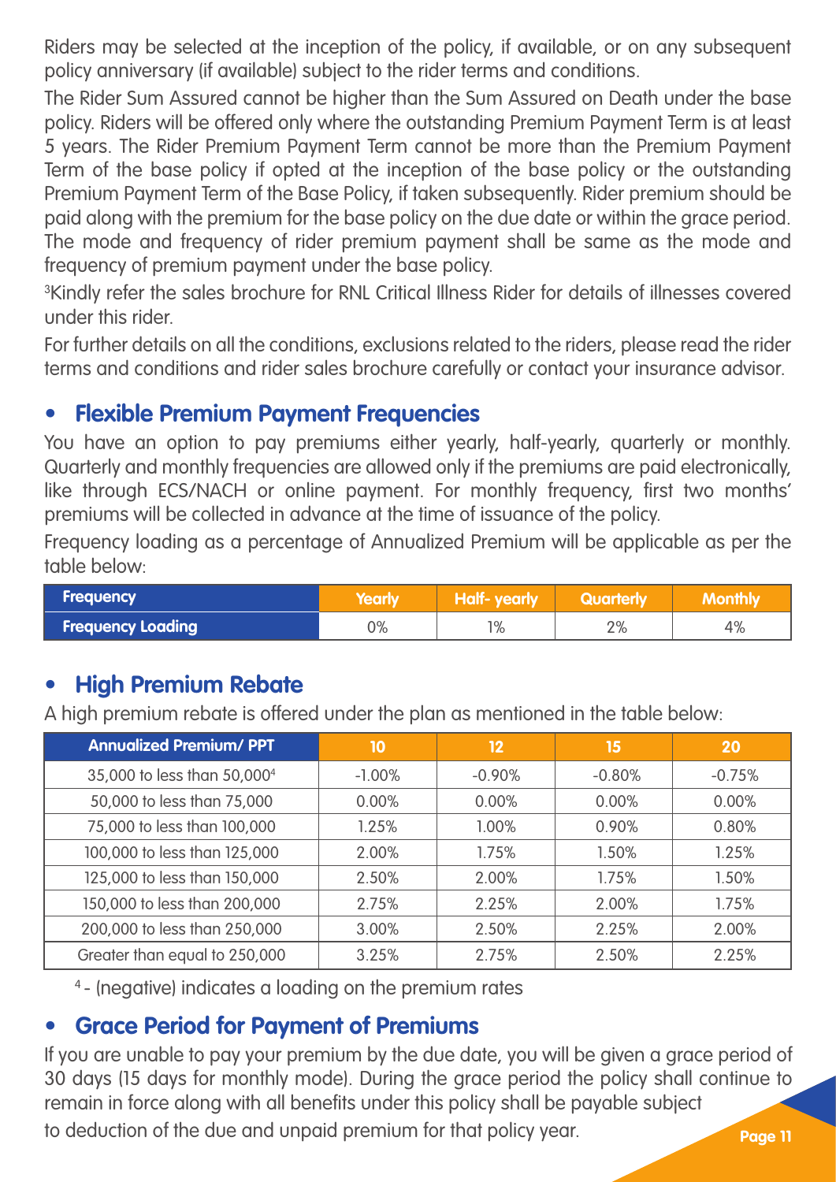Riders may be selected at the inception of the policy, if available, or on any subsequent policy anniversary (if available) subject to the rider terms and conditions.

The Rider Sum Assured cannot be higher than the Sum Assured on Death under the base policy. Riders will be offered only where the outstanding Premium Payment Term is at least 5 years. The Rider Premium Payment Term cannot be more than the Premium Payment Term of the base policy if opted at the inception of the base policy or the outstanding Premium Payment Term of the Base Policy, if taken subsequently. Rider premium should be paid along with the premium for the base policy on the due date or within the grace period. The mode and frequency of rider premium payment shall be same as the mode and frequency of premium payment under the base policy.

[3]Kindly refer the sales brochure for RNL Critical Illness Rider for details of illnesses covered under this rider.

For further details on all the conditions, exclusions related to the riders, please read the rider terms and conditions and rider sales brochure carefully or contact your insurance advisor.

## • Flexible Premium Payment Frequencies

You have an option to pay premiums either yearly, half-yearly, quarterly or monthly. Quarterly and monthly frequencies are allowed only if the premiums are paid electronically, like through ECS/NACH or online payment. For monthly frequency, first two months' premiums will be collected in advance at the time of issuance of the policy.

Frequency loading as a percentage of Annualized Premium will be applicable as per the table below:

| Frequency | Yearly | Half- yearly | Quarterly | Monthly |
|---|---|---|---|---|
| Frequency Loading | 0% | 1% | 2% | 4% |

## • High Premium Rebate

A high premium rebate is offered under the plan as mentioned in the table below:

| Annualized Premium/ PPT | 10 | 12 | 15 | 20 |
|---|---|---|---|---|
| 35,000 to less than 50,000[4] | -1.00% | -0.90% | -0.80% | -0.75% |
| 50,000 to less than 75,000 | 0.00% | 0.00% | 0.00% | 0.00% |
| 75,000 to less than 100,000 | 1.25% | 1.00% | 0.90% | 0.80% |
| 100,000 to less than 125,000 | 2.00% | 1.75% | 1.50% | 1.25% |
| 125,000 to less than 150,000 | 2.50% | 2.00% | 1.75% | 1.50% |
| 150,000 to less than 200,000 | 2.75% | 2.25% | 2.00% | 1.75% |
| 200,000 to less than 250,000 | 3.00% | 2.50% | 2.25% | 2.00% |
| Greater than equal to 250,000 | 3.25% | 2.75% | 2.50% | 2.25% |

[4] - (negative) indicates a loading on the premium rates

## • Grace Period for Payment of Premiums

If you are unable to pay your premium by the due date, you will be given a grace period of 30 days (15 days for monthly mode). During the grace period the policy shall continue to remain in force along with all benefits under this policy shall be payable subject to deduction of the due and unpaid premium for that policy year.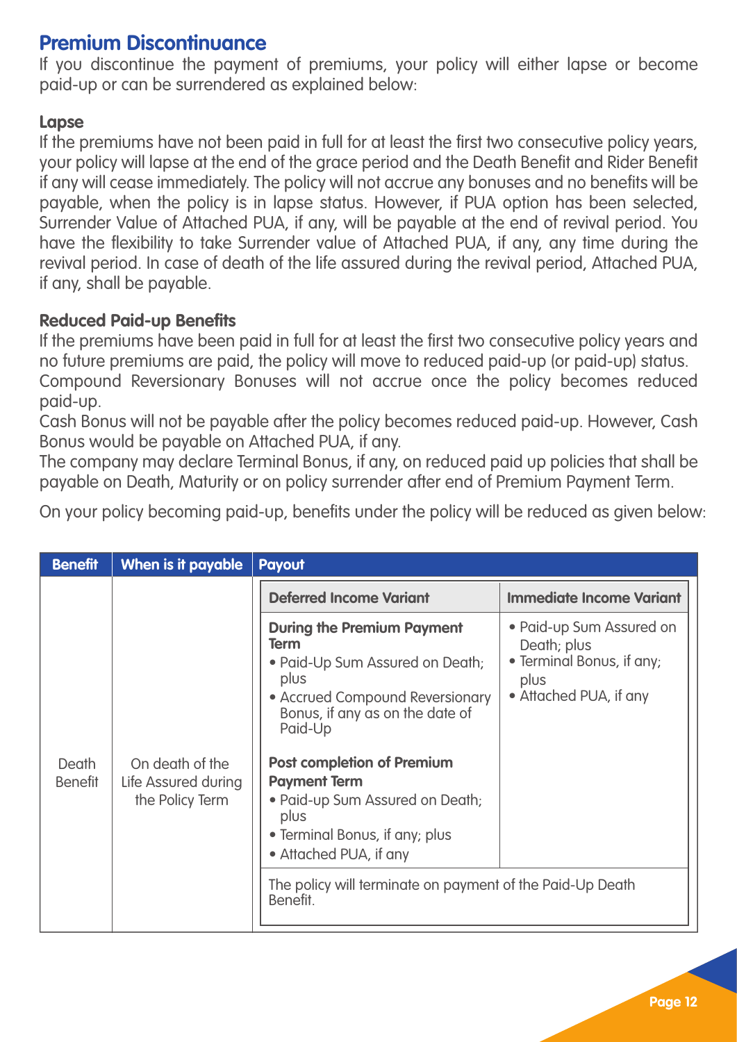## Premium Discontinuance

If you discontinue the payment of premiums, your policy will either lapse or become paid-up or can be surrendered as explained below:

### Lapse

If the premiums have not been paid in full for at least the first two consecutive policy years, your policy will lapse at the end of the grace period and the Death Benefit and Rider Benefit if any will cease immediately. The policy will not accrue any bonuses and no benefits will be payable, when the policy is in lapse status. However, if PUA option has been selected, Surrender Value of Attached PUA, if any, will be payable at the end of revival period. You have the flexibility to take Surrender value of Attached PUA, if any, any time during the revival period. In case of death of the life assured during the revival period, Attached PUA, if any, shall be payable.

### Reduced Paid-up Benefits

If the premiums have been paid in full for at least the first two consecutive policy years and no future premiums are paid, the policy will move to reduced paid-up (or paid-up) status.
Compound Reversionary Bonuses will not accrue once the policy becomes reduced paid-up.
Cash Bonus will not be payable after the policy becomes reduced paid-up. However, Cash Bonus would be payable on Attached PUA, if any.
The company may declare Terminal Bonus, if any, on reduced paid up policies that shall be payable on Death, Maturity or on policy surrender after end of Premium Payment Term.

On your policy becoming paid-up, benefits under the policy will be reduced as given below:

| Benefit | When is it payable | Payout | |
|---|---|---|---|
| | | **Deferred Income Variant** | **Immediate Income Variant** |
| Death Benefit | On death of the Life Assured during the Policy Term | **During the Premium Payment Term**<br>• Paid-Up Sum Assured on Death; plus<br>• Accrued Compound Reversionary Bonus, if any as on the date of Paid-Up<br><br>**Post completion of Premium Payment Term**<br>• Paid-up Sum Assured on Death; plus<br>• Terminal Bonus, if any; plus<br>• Attached PUA, if any | • Paid-up Sum Assured on Death; plus<br>• Terminal Bonus, if any; plus<br>• Attached PUA, if any |
| | | The policy will terminate on payment of the Paid-Up Death Benefit. | |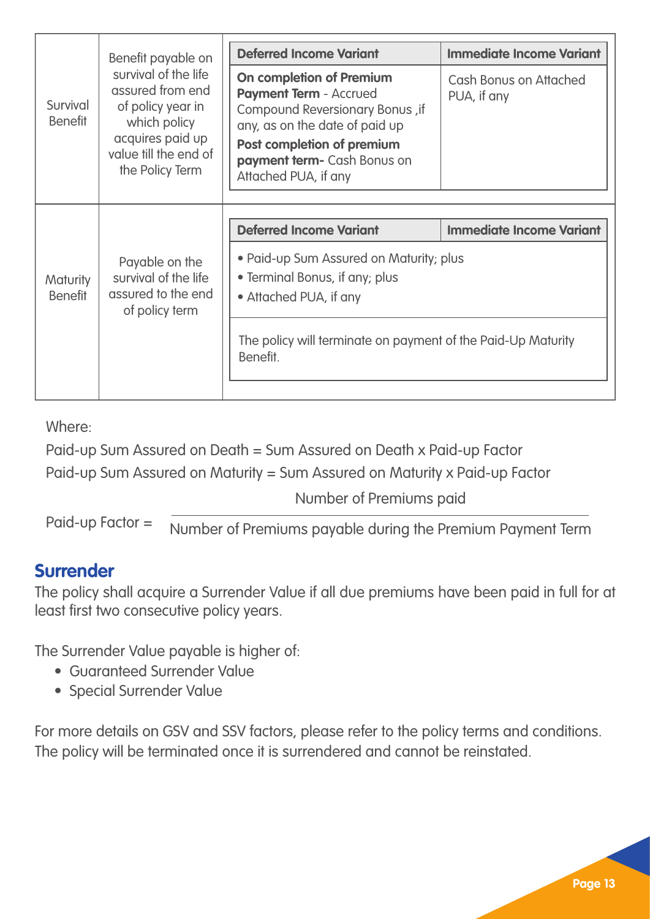| | | Deferred Income Variant | Immediate Income Variant |
|---|---|---|---|
| Survival Benefit | Benefit payable on survival of the life assured from end of policy year in which policy acquires paid up value till the end of the Policy Term | **On completion of Premium Payment Term** - Accrued Compound Reversionary Bonus ,if any, as on the date of paid up<br>**Post completion of premium payment term-** Cash Bonus on Attached PUA, if any | Cash Bonus on Attached PUA, if any |
| | | **Deferred Income Variant** | **Immediate Income Variant** |
| Maturity Benefit | Payable on the survival of the life assured to the end of policy term | • Paid-up Sum Assured on Maturity; plus<br>• Terminal Bonus, if any; plus<br>• Attached PUA, if any<br><br>The policy will terminate on payment of the Paid-Up Maturity Benefit. | |

Where:

Paid-up Sum Assured on Death = Sum Assured on Death x Paid-up Factor

Paid-up Sum Assured on Maturity = Sum Assured on Maturity x Paid-up Factor

$$\text{Paid-up Factor} = \frac{\text{Number of Premiums paid}}{\text{Number of Premiums payable during the Premium Payment Term}}$$

## Surrender

The policy shall acquire a Surrender Value if all due premiums have been paid in full for at least first two consecutive policy years.

The Surrender Value payable is higher of:

- Guaranteed Surrender Value
- Special Surrender Value

For more details on GSV and SSV factors, please refer to the policy terms and conditions. The policy will be terminated once it is surrendered and cannot be reinstated.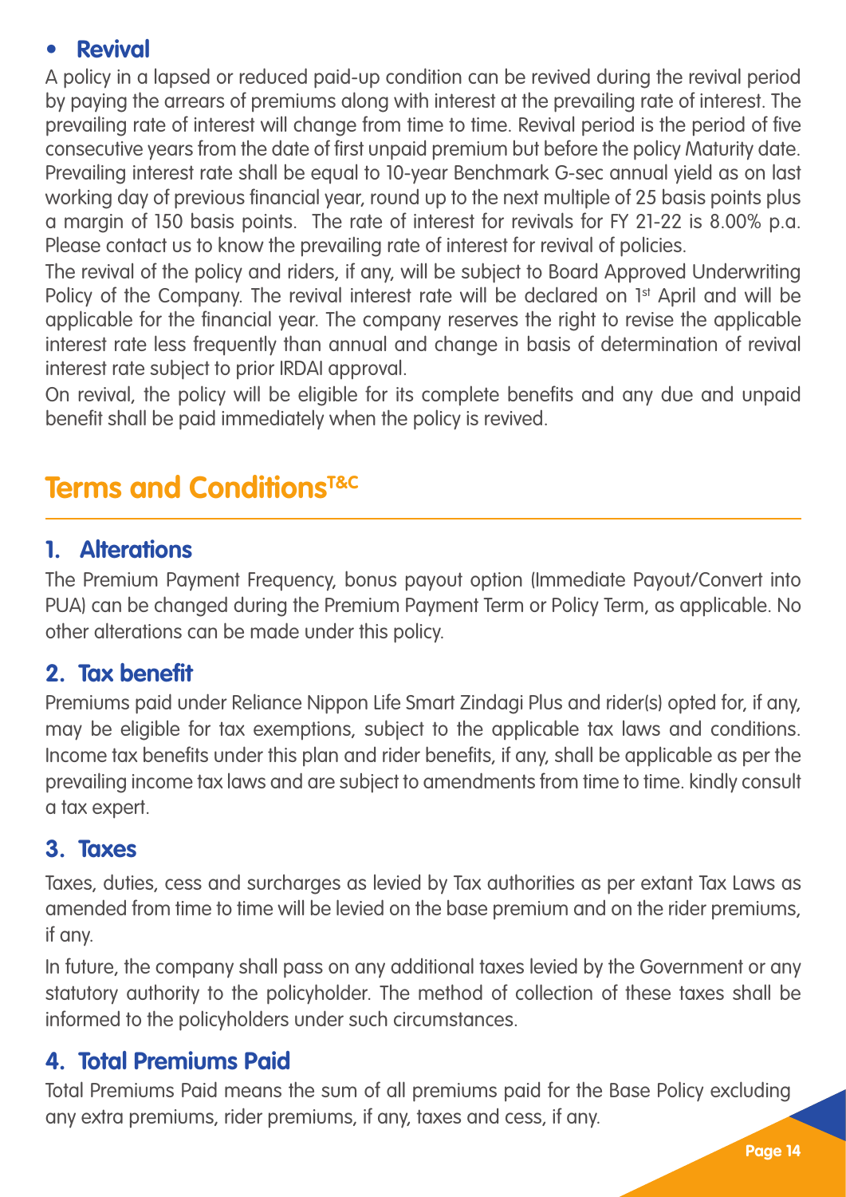- **Revival**

A policy in a lapsed or reduced paid-up condition can be revived during the revival period by paying the arrears of premiums along with interest at the prevailing rate of interest. The prevailing rate of interest will change from time to time. Revival period is the period of five consecutive years from the date of first unpaid premium but before the policy Maturity date. Prevailing interest rate shall be equal to 10-year Benchmark G-sec annual yield as on last working day of previous financial year, round up to the next multiple of 25 basis points plus a margin of 150 basis points. The rate of interest for revivals for FY 21-22 is 8.00% p.a. Please contact us to know the prevailing rate of interest for revival of policies.

The revival of the policy and riders, if any, will be subject to Board Approved Underwriting Policy of the Company. The revival interest rate will be declared on 1st April and will be applicable for the financial year. The company reserves the right to revise the applicable interest rate less frequently than annual and change in basis of determination of revival interest rate subject to prior IRDAI approval.

On revival, the policy will be eligible for its complete benefits and any due and unpaid benefit shall be paid immediately when the policy is revived.

# Terms and Conditions[T&C]

## 1. Alterations

The Premium Payment Frequency, bonus payout option (Immediate Payout/Convert into PUA) can be changed during the Premium Payment Term or Policy Term, as applicable. No other alterations can be made under this policy.

## 2. Tax benefit

Premiums paid under Reliance Nippon Life Smart Zindagi Plus and rider(s) opted for, if any, may be eligible for tax exemptions, subject to the applicable tax laws and conditions. Income tax benefits under this plan and rider benefits, if any, shall be applicable as per the prevailing income tax laws and are subject to amendments from time to time. kindly consult a tax expert.

## 3. Taxes

Taxes, duties, cess and surcharges as levied by Tax authorities as per extant Tax Laws as amended from time to time will be levied on the base premium and on the rider premiums, if any.

In future, the company shall pass on any additional taxes levied by the Government or any statutory authority to the policyholder. The method of collection of these taxes shall be informed to the policyholders under such circumstances.

## 4. Total Premiums Paid

Total Premiums Paid means the sum of all premiums paid for the Base Policy excluding any extra premiums, rider premiums, if any, taxes and cess, if any.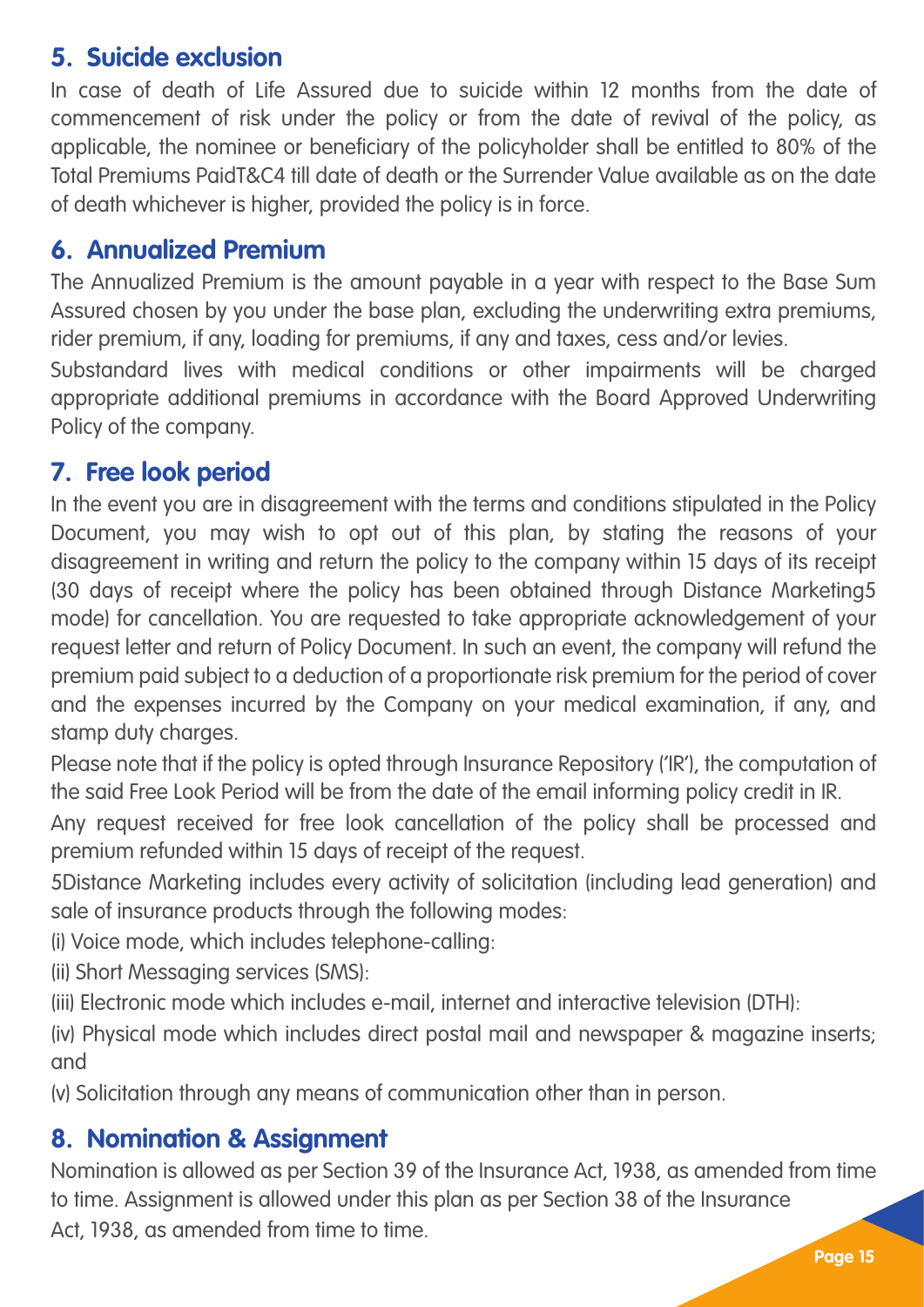## 5. Suicide exclusion

In case of death of Life Assured due to suicide within 12 months from the date of commencement of risk under the policy or from the date of revival of the policy, as applicable, the nominee or beneficiary of the policyholder shall be entitled to 80% of the Total Premiums PaidT&C4 till date of death or the Surrender Value available as on the date of death whichever is higher, provided the policy is in force.

## 6. Annualized Premium

The Annualized Premium is the amount payable in a year with respect to the Base Sum Assured chosen by you under the base plan, excluding the underwriting extra premiums, rider premium, if any, loading for premiums, if any and taxes, cess and/or levies.

Substandard lives with medical conditions or other impairments will be charged appropriate additional premiums in accordance with the Board Approved Underwriting Policy of the company.

## 7. Free look period

In the event you are in disagreement with the terms and conditions stipulated in the Policy Document, you may wish to opt out of this plan, by stating the reasons of your disagreement in writing and return the policy to the company within 15 days of its receipt (30 days of receipt where the policy has been obtained through Distance Marketing[5] mode) for cancellation. You are requested to take appropriate acknowledgement of your request letter and return of Policy Document. In such an event, the company will refund the premium paid subject to a deduction of a proportionate risk premium for the period of cover and the expenses incurred by the Company on your medical examination, if any, and stamp duty charges.

Please note that if the policy is opted through Insurance Repository ('IR'), the computation of the said Free Look Period will be from the date of the email informing policy credit in IR.

Any request received for free look cancellation of the policy shall be processed and premium refunded within 15 days of receipt of the request.

[5]Distance Marketing includes every activity of solicitation (including lead generation) and sale of insurance products through the following modes:

(i) Voice mode, which includes telephone-calling:

(ii) Short Messaging services (SMS):

(iii) Electronic mode which includes e-mail, internet and interactive television (DTH):

(iv) Physical mode which includes direct postal mail and newspaper & magazine inserts; and

(v) Solicitation through any means of communication other than in person.

## 8. Nomination & Assignment

Nomination is allowed as per Section 39 of the Insurance Act, 1938, as amended from time to time. Assignment is allowed under this plan as per Section 38 of the Insurance Act, 1938, as amended from time to time.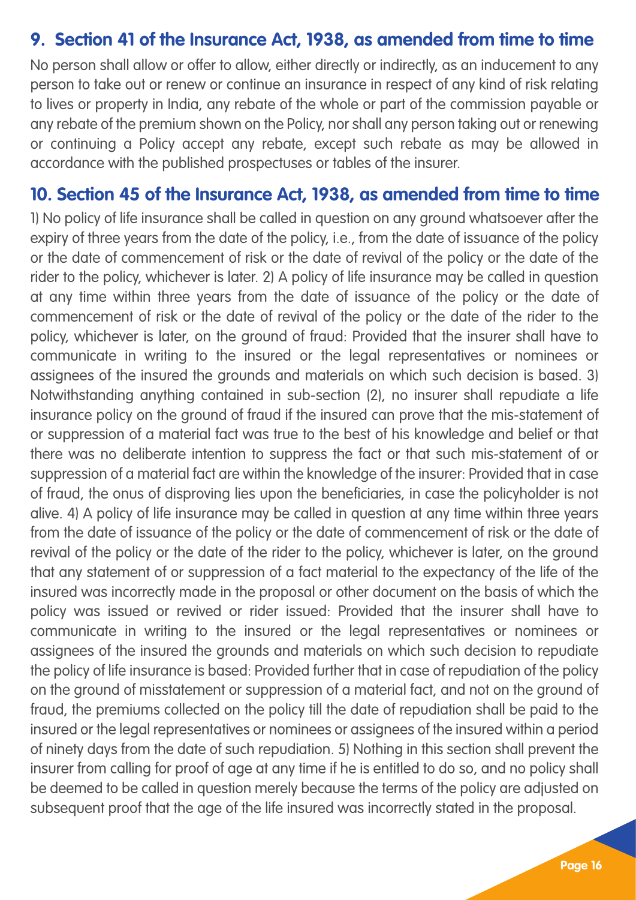## 9. Section 41 of the Insurance Act, 1938, as amended from time to time

No person shall allow or offer to allow, either directly or indirectly, as an inducement to any person to take out or renew or continue an insurance in respect of any kind of risk relating to lives or property in India, any rebate of the whole or part of the commission payable or any rebate of the premium shown on the Policy, nor shall any person taking out or renewing or continuing a Policy accept any rebate, except such rebate as may be allowed in accordance with the published prospectuses or tables of the insurer.

## 10. Section 45 of the Insurance Act, 1938, as amended from time to time

1) No policy of life insurance shall be called in question on any ground whatsoever after the expiry of three years from the date of the policy, i.e., from the date of issuance of the policy or the date of commencement of risk or the date of revival of the policy or the date of the rider to the policy, whichever is later. 2) A policy of life insurance may be called in question at any time within three years from the date of issuance of the policy or the date of commencement of risk or the date of revival of the policy or the date of the rider to the policy, whichever is later, on the ground of fraud: Provided that the insurer shall have to communicate in writing to the insured or the legal representatives or nominees or assignees of the insured the grounds and materials on which such decision is based. 3) Notwithstanding anything contained in sub-section (2), no insurer shall repudiate a life insurance policy on the ground of fraud if the insured can prove that the mis-statement of or suppression of a material fact was true to the best of his knowledge and belief or that there was no deliberate intention to suppress the fact or that such mis-statement of or suppression of a material fact are within the knowledge of the insurer: Provided that in case of fraud, the onus of disproving lies upon the beneficiaries, in case the policyholder is not alive. 4) A policy of life insurance may be called in question at any time within three years from the date of issuance of the policy or the date of commencement of risk or the date of revival of the policy or the date of the rider to the policy, whichever is later, on the ground that any statement of or suppression of a fact material to the expectancy of the life of the insured was incorrectly made in the proposal or other document on the basis of which the policy was issued or revived or rider issued: Provided that the insurer shall have to communicate in writing to the insured or the legal representatives or nominees or assignees of the insured the grounds and materials on which such decision to repudiate the policy of life insurance is based: Provided further that in case of repudiation of the policy on the ground of misstatement or suppression of a material fact, and not on the ground of fraud, the premiums collected on the policy till the date of repudiation shall be paid to the insured or the legal representatives or nominees or assignees of the insured within a period of ninety days from the date of such repudiation. 5) Nothing in this section shall prevent the insurer from calling for proof of age at any time if he is entitled to do so, and no policy shall be deemed to be called in question merely because the terms of the policy are adjusted on subsequent proof that the age of the life insured was incorrectly stated in the proposal.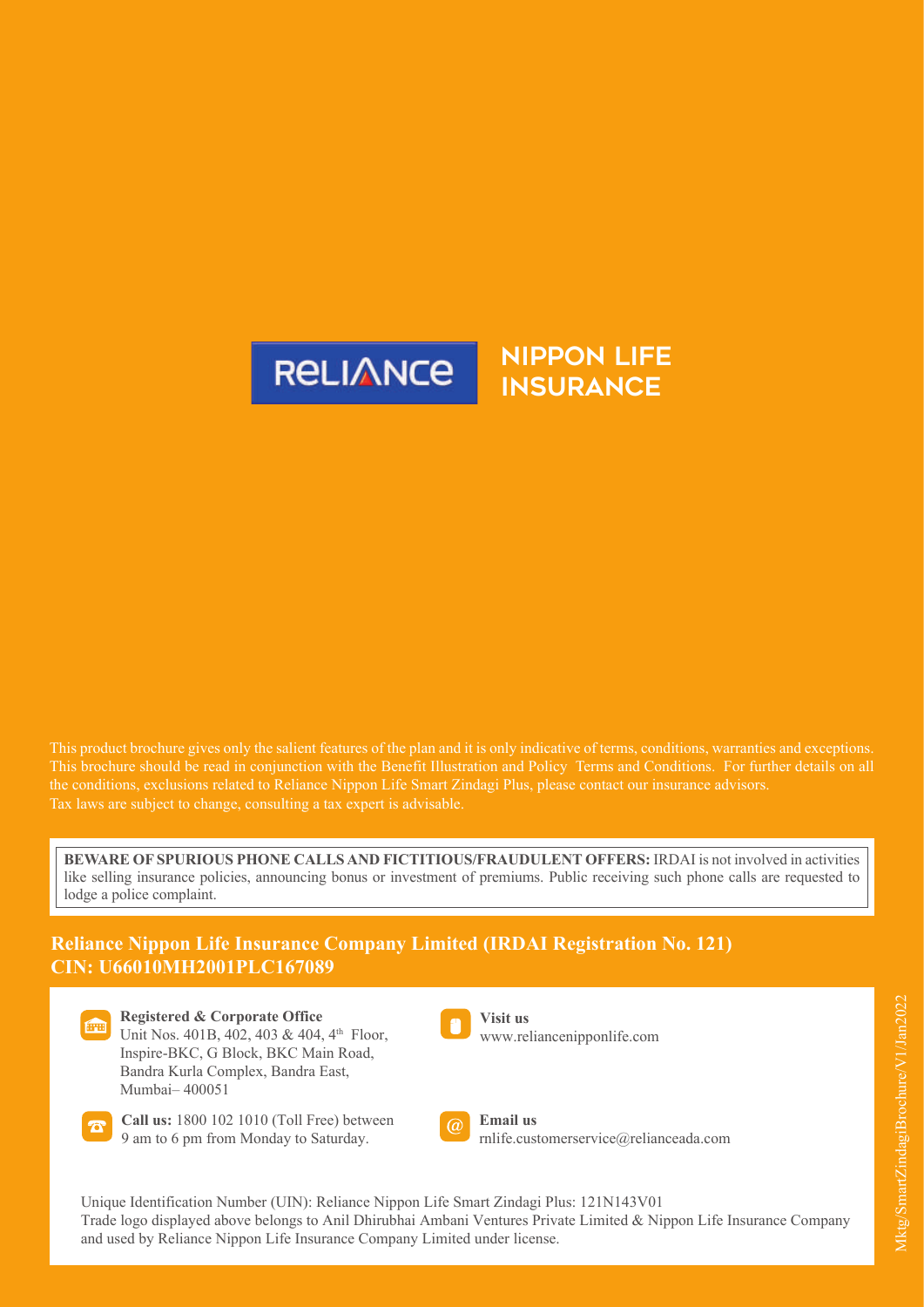RELIANCE NIPPON LIFE INSURANCE

This product brochure gives only the salient features of the plan and it is only indicative of terms, conditions, warranties and exceptions. This brochure should be read in conjunction with the Benefit Illustration and Policy Terms and Conditions. For further details on all the conditions, exclusions related to Reliance Nippon Life Smart Zindagi Plus, please contact our insurance advisors. Tax laws are subject to change, consulting a tax expert is advisable.

**BEWARE OF SPURIOUS PHONE CALLS AND FICTITIOUS/FRAUDULENT OFFERS:** IRDAI is not involved in activities like selling insurance policies, announcing bonus or investment of premiums. Public receiving such phone calls are requested to lodge a police complaint.

**Reliance Nippon Life Insurance Company Limited (IRDAI Registration No. 121)**
**CIN: U66010MH2001PLC167089**

**Registered & Corporate Office**
Unit Nos. 401B, 402, 403 & 404, 4th Floor, Inspire-BKC, G Block, BKC Main Road, Bandra Kurla Complex, Bandra East, Mumbai– 400051

**Visit us**
www.reliancenipponlife.com

**Call us:** 1800 102 1010 (Toll Free) between 9 am to 6 pm from Monday to Saturday.

**Email us**
rnlife.customerservice@relianceada.com

Unique Identification Number (UIN): Reliance Nippon Life Smart Zindagi Plus: 121N143V01
Trade logo displayed above belongs to Anil Dhirubhai Ambani Ventures Private Limited & Nippon Life Insurance Company and used by Reliance Nippon Life Insurance Company Limited under license.

Mktg/SmartZindagiBrochure/V1/Jan2022